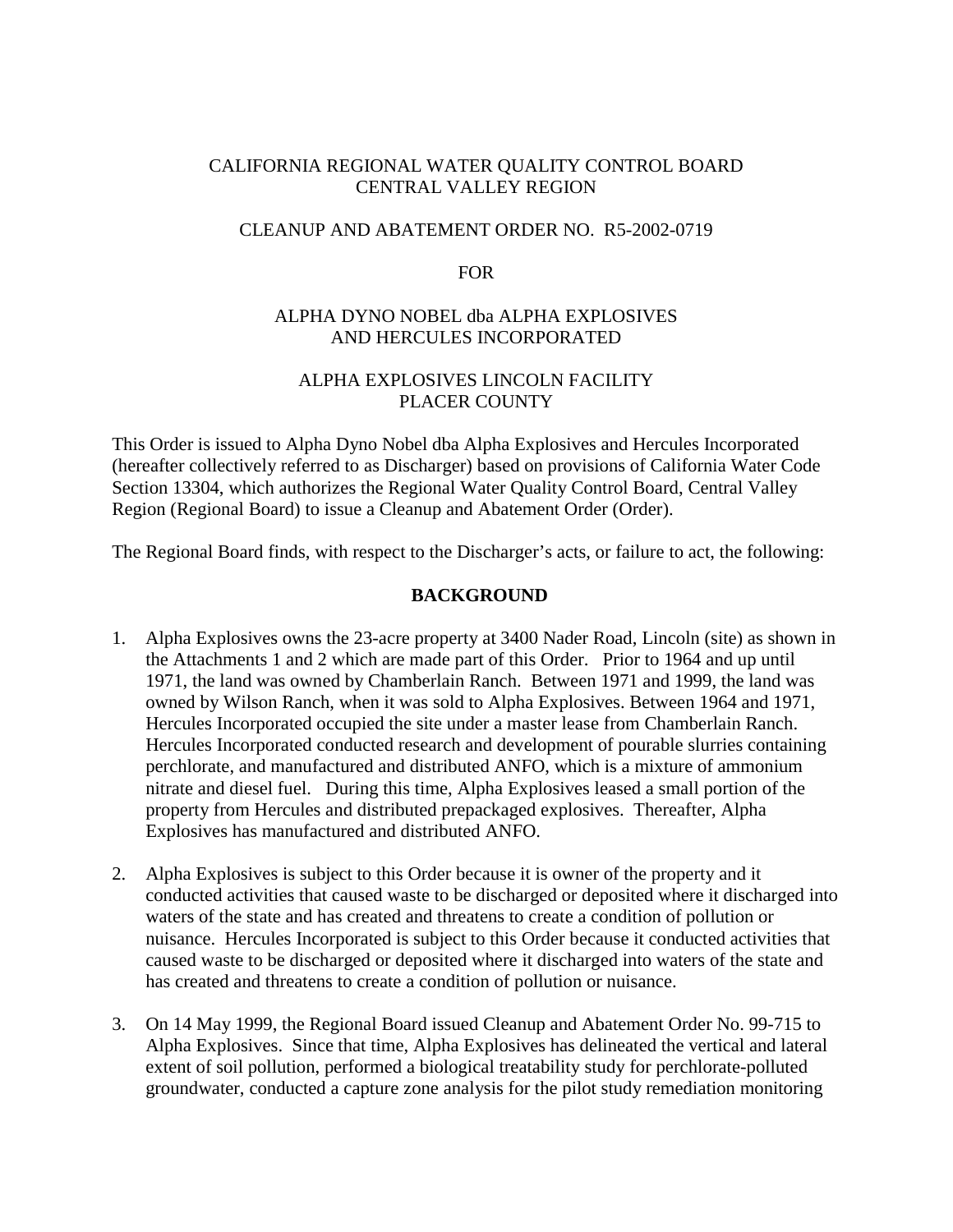CALIFORNIA REGIONAL WATER QUALITY CONTROL BOARD
CENTRAL VALLEY REGION

CLEANUP AND ABATEMENT ORDER NO. R5-2002-0719

FOR

ALPHA DYNO NOBEL dba ALPHA EXPLOSIVES
AND HERCULES INCORPORATED

ALPHA EXPLOSIVES LINCOLN FACILITY
PLACER COUNTY

This Order is issued to Alpha Dyno Nobel dba Alpha Explosives and Hercules Incorporated (hereafter collectively referred to as Discharger) based on provisions of California Water Code Section 13304, which authorizes the Regional Water Quality Control Board, Central Valley Region (Regional Board) to issue a Cleanup and Abatement Order (Order).

The Regional Board finds, with respect to the Discharger's acts, or failure to act, the following:

## BACKGROUND

1. Alpha Explosives owns the 23-acre property at 3400 Nader Road, Lincoln (site) as shown in the Attachments 1 and 2 which are made part of this Order. Prior to 1964 and up until 1971, the land was owned by Chamberlain Ranch. Between 1971 and 1999, the land was owned by Wilson Ranch, when it was sold to Alpha Explosives. Between 1964 and 1971, Hercules Incorporated occupied the site under a master lease from Chamberlain Ranch. Hercules Incorporated conducted research and development of pourable slurries containing perchlorate, and manufactured and distributed ANFO, which is a mixture of ammonium nitrate and diesel fuel. During this time, Alpha Explosives leased a small portion of the property from Hercules and distributed prepackaged explosives. Thereafter, Alpha Explosives has manufactured and distributed ANFO.

2. Alpha Explosives is subject to this Order because it is owner of the property and it conducted activities that caused waste to be discharged or deposited where it discharged into waters of the state and has created and threatens to create a condition of pollution or nuisance. Hercules Incorporated is subject to this Order because it conducted activities that caused waste to be discharged or deposited where it discharged into waters of the state and has created and threatens to create a condition of pollution or nuisance.

3. On 14 May 1999, the Regional Board issued Cleanup and Abatement Order No. 99-715 to Alpha Explosives. Since that time, Alpha Explosives has delineated the vertical and lateral extent of soil pollution, performed a biological treatability study for perchlorate-polluted groundwater, conducted a capture zone analysis for the pilot study remediation monitoring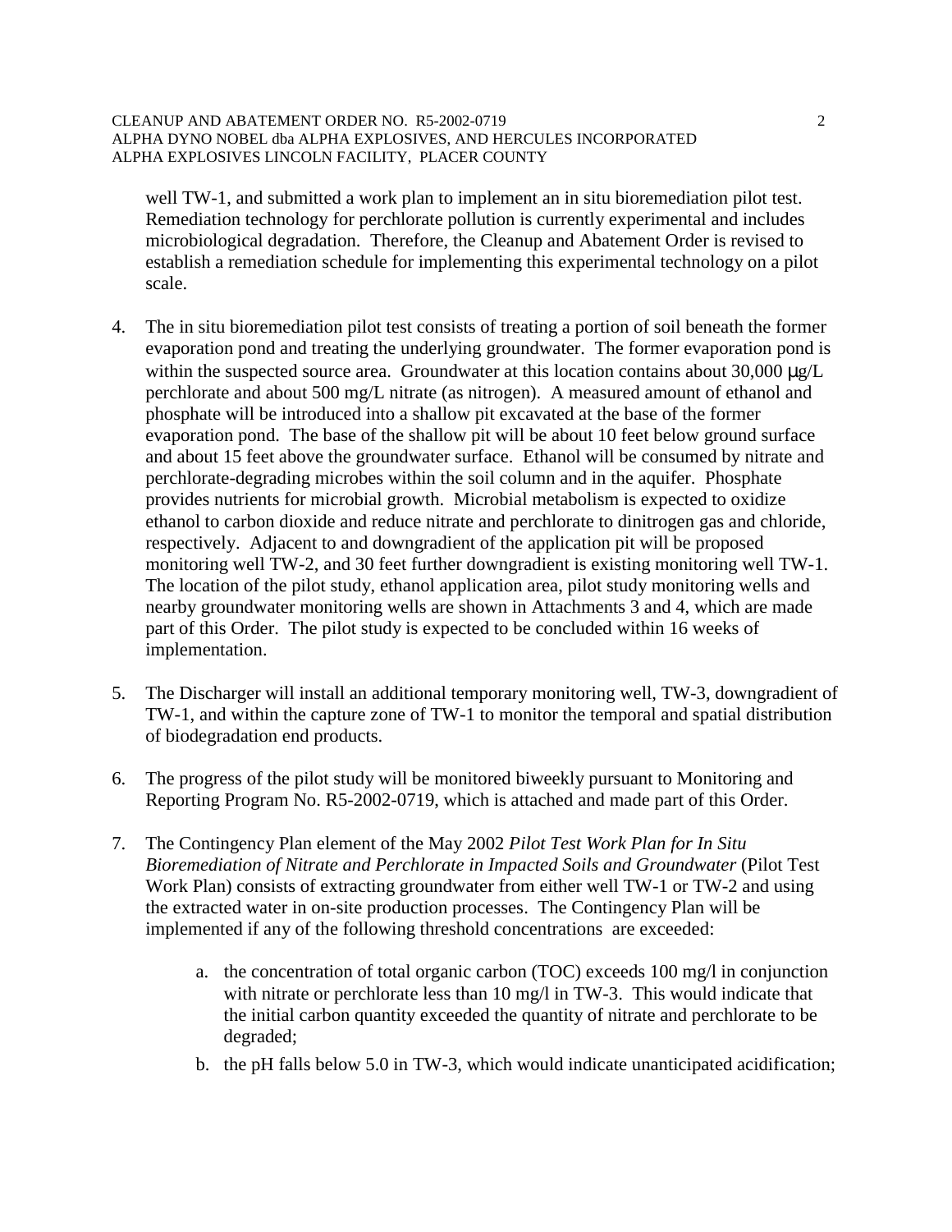well TW-1, and submitted a work plan to implement an in situ bioremediation pilot test. Remediation technology for perchlorate pollution is currently experimental and includes microbiological degradation. Therefore, the Cleanup and Abatement Order is revised to establish a remediation schedule for implementing this experimental technology on a pilot scale.

4. The in situ bioremediation pilot test consists of treating a portion of soil beneath the former evaporation pond and treating the underlying groundwater. The former evaporation pond is within the suspected source area. Groundwater at this location contains about 30,000 μg/L perchlorate and about 500 mg/L nitrate (as nitrogen). A measured amount of ethanol and phosphate will be introduced into a shallow pit excavated at the base of the former evaporation pond. The base of the shallow pit will be about 10 feet below ground surface and about 15 feet above the groundwater surface. Ethanol will be consumed by nitrate and perchlorate-degrading microbes within the soil column and in the aquifer. Phosphate provides nutrients for microbial growth. Microbial metabolism is expected to oxidize ethanol to carbon dioxide and reduce nitrate and perchlorate to dinitrogen gas and chloride, respectively. Adjacent to and downgradient of the application pit will be proposed monitoring well TW-2, and 30 feet further downgradient is existing monitoring well TW-1. The location of the pilot study, ethanol application area, pilot study monitoring wells and nearby groundwater monitoring wells are shown in Attachments 3 and 4, which are made part of this Order. The pilot study is expected to be concluded within 16 weeks of implementation.

5. The Discharger will install an additional temporary monitoring well, TW-3, downgradient of TW-1, and within the capture zone of TW-1 to monitor the temporal and spatial distribution of biodegradation end products.

6. The progress of the pilot study will be monitored biweekly pursuant to Monitoring and Reporting Program No. R5-2002-0719, which is attached and made part of this Order.

7. The Contingency Plan element of the May 2002 *Pilot Test Work Plan for In Situ Bioremediation of Nitrate and Perchlorate in Impacted Soils and Groundwater* (Pilot Test Work Plan) consists of extracting groundwater from either well TW-1 or TW-2 and using the extracted water in on-site production processes. The Contingency Plan will be implemented if any of the following threshold concentrations are exceeded:

   a. the concentration of total organic carbon (TOC) exceeds 100 mg/l in conjunction with nitrate or perchlorate less than 10 mg/l in TW-3. This would indicate that the initial carbon quantity exceeded the quantity of nitrate and perchlorate to be degraded;

   b. the pH falls below 5.0 in TW-3, which would indicate unanticipated acidification;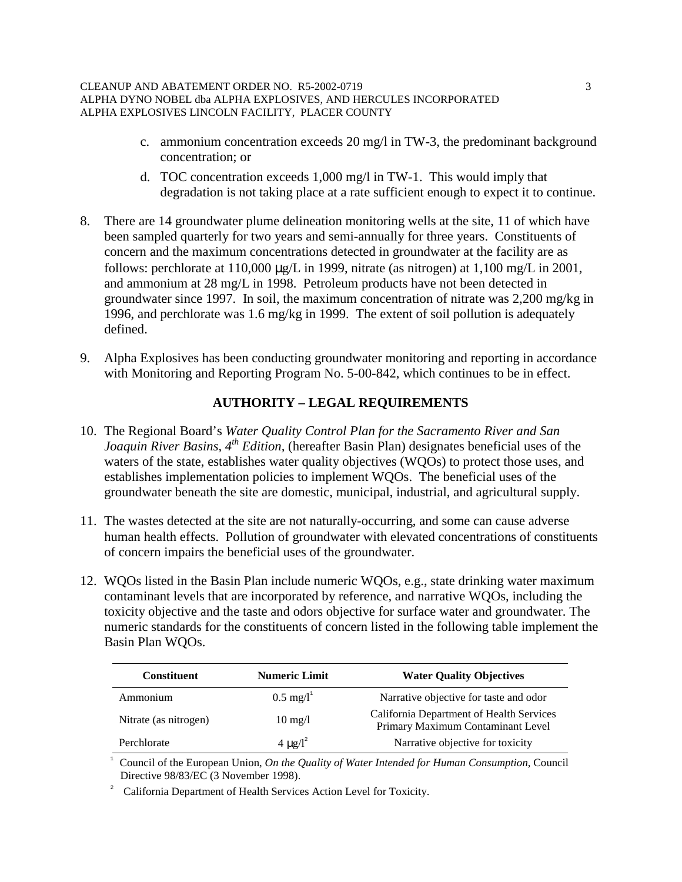c. ammonium concentration exceeds 20 mg/l in TW-3, the predominant background concentration; or

d. TOC concentration exceeds 1,000 mg/l in TW-1. This would imply that degradation is not taking place at a rate sufficient enough to expect it to continue.

8. There are 14 groundwater plume delineation monitoring wells at the site, 11 of which have been sampled quarterly for two years and semi-annually for three years. Constituents of concern and the maximum concentrations detected in groundwater at the facility are as follows: perchlorate at 110,000 μg/L in 1999, nitrate (as nitrogen) at 1,100 mg/L in 2001, and ammonium at 28 mg/L in 1998. Petroleum products have not been detected in groundwater since 1997. In soil, the maximum concentration of nitrate was 2,200 mg/kg in 1996, and perchlorate was 1.6 mg/kg in 1999. The extent of soil pollution is adequately defined.

9. Alpha Explosives has been conducting groundwater monitoring and reporting in accordance with Monitoring and Reporting Program No. 5-00-842, which continues to be in effect.

## AUTHORITY – LEGAL REQUIREMENTS

10. The Regional Board's *Water Quality Control Plan for the Sacramento River and San Joaquin River Basins, 4th Edition,* (hereafter Basin Plan) designates beneficial uses of the waters of the state, establishes water quality objectives (WQOs) to protect those uses, and establishes implementation policies to implement WQOs. The beneficial uses of the groundwater beneath the site are domestic, municipal, industrial, and agricultural supply.

11. The wastes detected at the site are not naturally-occurring, and some can cause adverse human health effects. Pollution of groundwater with elevated concentrations of constituents of concern impairs the beneficial uses of the groundwater.

12. WQOs listed in the Basin Plan include numeric WQOs, e.g., state drinking water maximum contaminant levels that are incorporated by reference, and narrative WQOs, including the toxicity objective and the taste and odors objective for surface water and groundwater. The numeric standards for the constituents of concern listed in the following table implement the Basin Plan WQOs.

| Constituent | Numeric Limit | Water Quality Objectives |
|---|---|---|
| Ammonium | 0.5 mg/l[1] | Narrative objective for taste and odor |
| Nitrate (as nitrogen) | 10 mg/l | California Department of Health Services Primary Maximum Contaminant Level |
| Perchlorate | 4 μg/l[2] | Narrative objective for toxicity |

[1] Council of the European Union, *On the Quality of Water Intended for Human Consumption*, Council Directive 98/83/EC (3 November 1998).

[2] California Department of Health Services Action Level for Toxicity.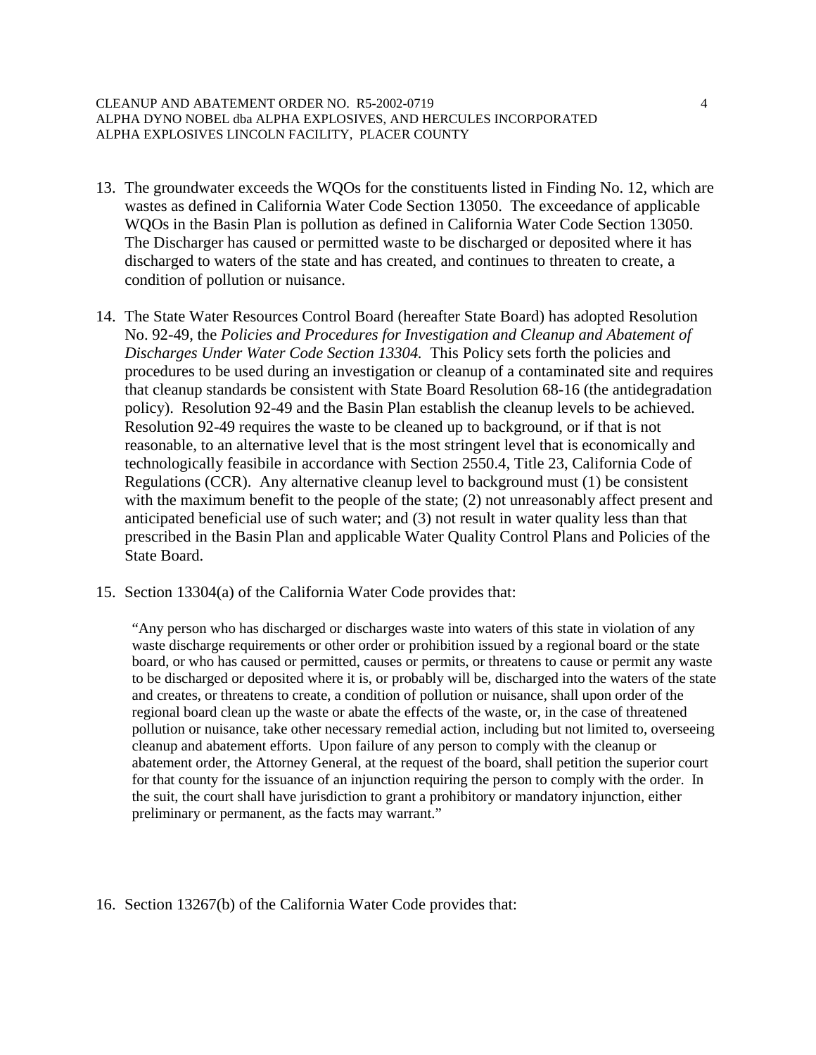13. The groundwater exceeds the WQOs for the constituents listed in Finding No. 12, which are wastes as defined in California Water Code Section 13050. The exceedance of applicable WQOs in the Basin Plan is pollution as defined in California Water Code Section 13050. The Discharger has caused or permitted waste to be discharged or deposited where it has discharged to waters of the state and has created, and continues to threaten to create, a condition of pollution or nuisance.

14. The State Water Resources Control Board (hereafter State Board) has adopted Resolution No. 92-49, the *Policies and Procedures for Investigation and Cleanup and Abatement of Discharges Under Water Code Section 13304.* This Policy sets forth the policies and procedures to be used during an investigation or cleanup of a contaminated site and requires that cleanup standards be consistent with State Board Resolution 68-16 (the antidegradation policy). Resolution 92-49 and the Basin Plan establish the cleanup levels to be achieved. Resolution 92-49 requires the waste to be cleaned up to background, or if that is not reasonable, to an alternative level that is the most stringent level that is economically and technologically feasibile in accordance with Section 2550.4, Title 23, California Code of Regulations (CCR). Any alternative cleanup level to background must (1) be consistent with the maximum benefit to the people of the state; (2) not unreasonably affect present and anticipated beneficial use of such water; and (3) not result in water quality less than that prescribed in the Basin Plan and applicable Water Quality Control Plans and Policies of the State Board.

15. Section 13304(a) of the California Water Code provides that:

    "Any person who has discharged or discharges waste into waters of this state in violation of any waste discharge requirements or other order or prohibition issued by a regional board or the state board, or who has caused or permitted, causes or permits, or threatens to cause or permit any waste to be discharged or deposited where it is, or probably will be, discharged into the waters of the state and creates, or threatens to create, a condition of pollution or nuisance, shall upon order of the regional board clean up the waste or abate the effects of the waste, or, in the case of threatened pollution or nuisance, take other necessary remedial action, including but not limited to, overseeing cleanup and abatement efforts. Upon failure of any person to comply with the cleanup or abatement order, the Attorney General, at the request of the board, shall petition the superior court for that county for the issuance of an injunction requiring the person to comply with the order. In the suit, the court shall have jurisdiction to grant a prohibitory or mandatory injunction, either preliminary or permanent, as the facts may warrant."

16. Section 13267(b) of the California Water Code provides that: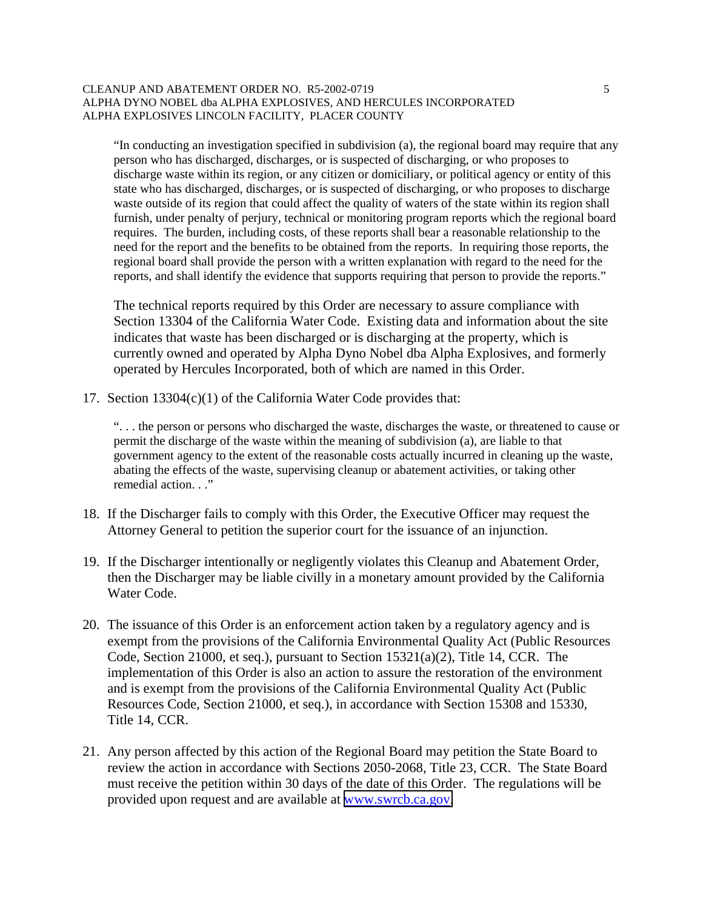"In conducting an investigation specified in subdivision (a), the regional board may require that any person who has discharged, discharges, or is suspected of discharging, or who proposes to discharge waste within its region, or any citizen or domiciliary, or political agency or entity of this state who has discharged, discharges, or is suspected of discharging, or who proposes to discharge waste outside of its region that could affect the quality of waters of the state within its region shall furnish, under penalty of perjury, technical or monitoring program reports which the regional board requires. The burden, including costs, of these reports shall bear a reasonable relationship to the need for the report and the benefits to be obtained from the reports. In requiring those reports, the regional board shall provide the person with a written explanation with regard to the need for the reports, and shall identify the evidence that supports requiring that person to provide the reports."

The technical reports required by this Order are necessary to assure compliance with Section 13304 of the California Water Code. Existing data and information about the site indicates that waste has been discharged or is discharging at the property, which is currently owned and operated by Alpha Dyno Nobel dba Alpha Explosives, and formerly operated by Hercules Incorporated, both of which are named in this Order.

17. Section 13304(c)(1) of the California Water Code provides that:

   ". . . the person or persons who discharged the waste, discharges the waste, or threatened to cause or permit the discharge of the waste within the meaning of subdivision (a), are liable to that government agency to the extent of the reasonable costs actually incurred in cleaning up the waste, abating the effects of the waste, supervising cleanup or abatement activities, or taking other remedial action. . ."

18. If the Discharger fails to comply with this Order, the Executive Officer may request the Attorney General to petition the superior court for the issuance of an injunction.

19. If the Discharger intentionally or negligently violates this Cleanup and Abatement Order, then the Discharger may be liable civilly in a monetary amount provided by the California Water Code.

20. The issuance of this Order is an enforcement action taken by a regulatory agency and is exempt from the provisions of the California Environmental Quality Act (Public Resources Code, Section 21000, et seq.), pursuant to Section 15321(a)(2), Title 14, CCR. The implementation of this Order is also an action to assure the restoration of the environment and is exempt from the provisions of the California Environmental Quality Act (Public Resources Code, Section 21000, et seq.), in accordance with Section 15308 and 15330, Title 14, CCR.

21. Any person affected by this action of the Regional Board may petition the State Board to review the action in accordance with Sections 2050-2068, Title 23, CCR. The State Board must receive the petition within 30 days of the date of this Order. The regulations will be provided upon request and are available at www.swrcb.ca.gov.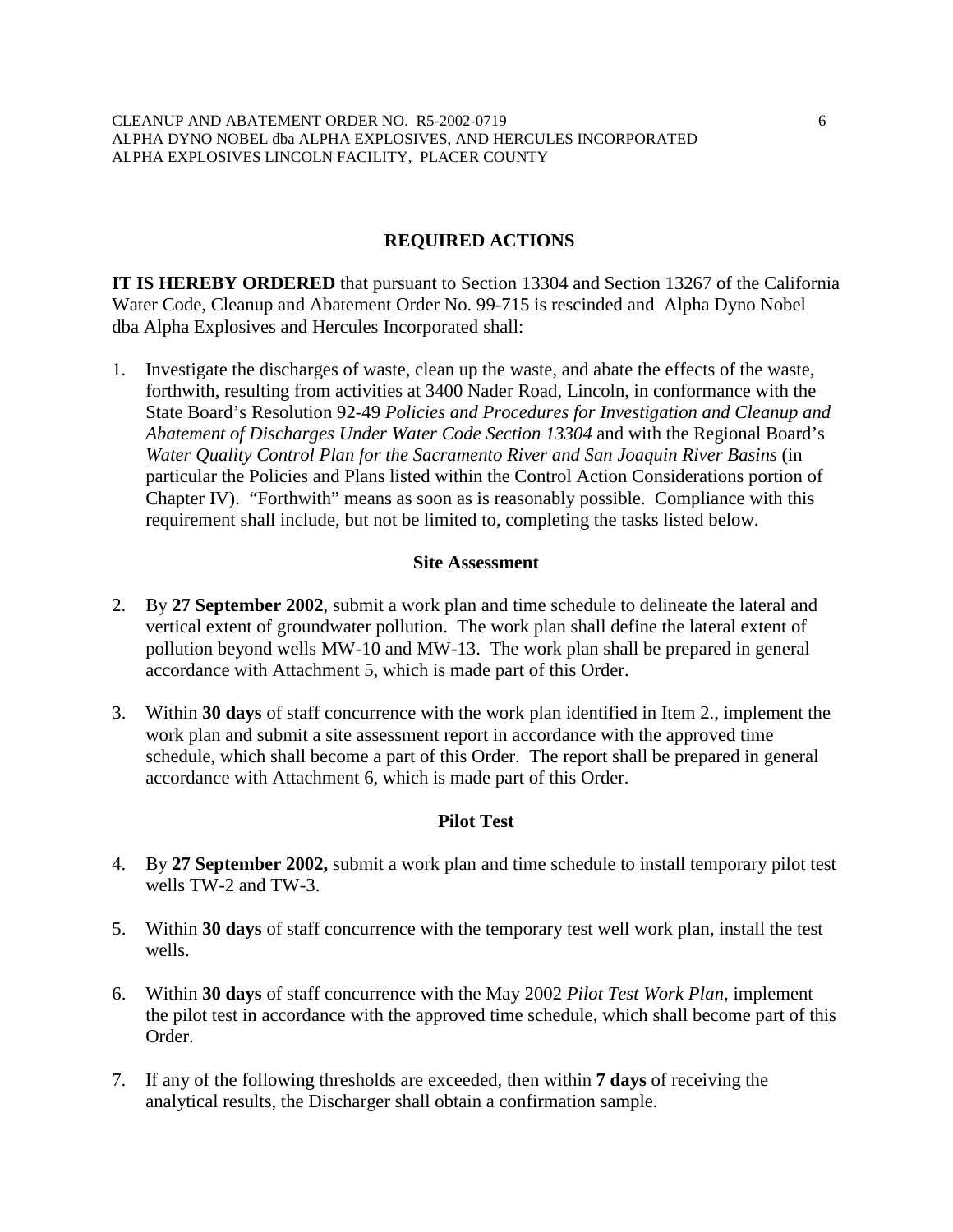## REQUIRED ACTIONS

**IT IS HEREBY ORDERED** that pursuant to Section 13304 and Section 13267 of the California Water Code, Cleanup and Abatement Order No. 99-715 is rescinded and Alpha Dyno Nobel dba Alpha Explosives and Hercules Incorporated shall:

1. Investigate the discharges of waste, clean up the waste, and abate the effects of the waste, forthwith, resulting from activities at 3400 Nader Road, Lincoln, in conformance with the State Board's Resolution 92-49 *Policies and Procedures for Investigation and Cleanup and Abatement of Discharges Under Water Code Section 13304* and with the Regional Board's *Water Quality Control Plan for the Sacramento River and San Joaquin River Basins* (in particular the Policies and Plans listed within the Control Action Considerations portion of Chapter IV). "Forthwith" means as soon as is reasonably possible. Compliance with this requirement shall include, but not be limited to, completing the tasks listed below.

### Site Assessment

2. By **27 September 2002**, submit a work plan and time schedule to delineate the lateral and vertical extent of groundwater pollution. The work plan shall define the lateral extent of pollution beyond wells MW-10 and MW-13. The work plan shall be prepared in general accordance with Attachment 5, which is made part of this Order.

3. Within **30 days** of staff concurrence with the work plan identified in Item 2., implement the work plan and submit a site assessment report in accordance with the approved time schedule, which shall become a part of this Order. The report shall be prepared in general accordance with Attachment 6, which is made part of this Order.

### Pilot Test

4. By **27 September 2002,** submit a work plan and time schedule to install temporary pilot test wells TW-2 and TW-3.

5. Within **30 days** of staff concurrence with the temporary test well work plan, install the test wells.

6. Within **30 days** of staff concurrence with the May 2002 *Pilot Test Work Plan*, implement the pilot test in accordance with the approved time schedule, which shall become part of this Order.

7. If any of the following thresholds are exceeded, then within **7 days** of receiving the analytical results, the Discharger shall obtain a confirmation sample.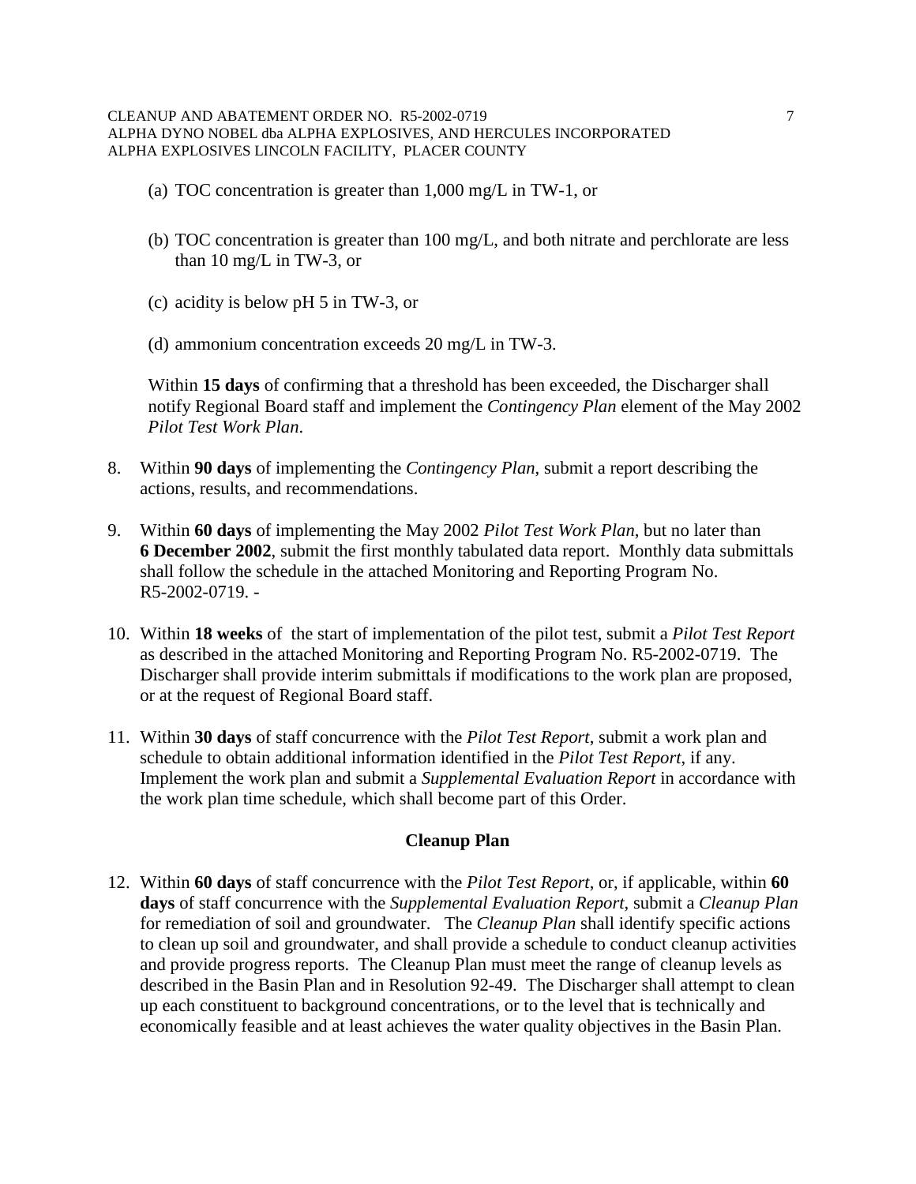(a) TOC concentration is greater than 1,000 mg/L in TW-1, or

(b) TOC concentration is greater than 100 mg/L, and both nitrate and perchlorate are less than 10 mg/L in TW-3, or

(c) acidity is below pH 5 in TW-3, or

(d) ammonium concentration exceeds 20 mg/L in TW-3.

Within **15 days** of confirming that a threshold has been exceeded, the Discharger shall notify Regional Board staff and implement the *Contingency Plan* element of the May 2002 *Pilot Test Work Plan*.

8. Within **90 days** of implementing the *Contingency Plan*, submit a report describing the actions, results, and recommendations.

9. Within **60 days** of implementing the May 2002 *Pilot Test Work Plan*, but no later than **6 December 2002**, submit the first monthly tabulated data report. Monthly data submittals shall follow the schedule in the attached Monitoring and Reporting Program No. R5-2002-0719. -

10. Within **18 weeks** of the start of implementation of the pilot test, submit a *Pilot Test Report* as described in the attached Monitoring and Reporting Program No. R5-2002-0719. The Discharger shall provide interim submittals if modifications to the work plan are proposed, or at the request of Regional Board staff.

11. Within **30 days** of staff concurrence with the *Pilot Test Report*, submit a work plan and schedule to obtain additional information identified in the *Pilot Test Report*, if any. Implement the work plan and submit a *Supplemental Evaluation Report* in accordance with the work plan time schedule, which shall become part of this Order.

**Cleanup Plan**

12. Within **60 days** of staff concurrence with the *Pilot Test Report*, or, if applicable, within **60 days** of staff concurrence with the *Supplemental Evaluation Report*, submit a *Cleanup Plan* for remediation of soil and groundwater. The *Cleanup Plan* shall identify specific actions to clean up soil and groundwater, and shall provide a schedule to conduct cleanup activities and provide progress reports. The Cleanup Plan must meet the range of cleanup levels as described in the Basin Plan and in Resolution 92-49. The Discharger shall attempt to clean up each constituent to background concentrations, or to the level that is technically and economically feasible and at least achieves the water quality objectives in the Basin Plan.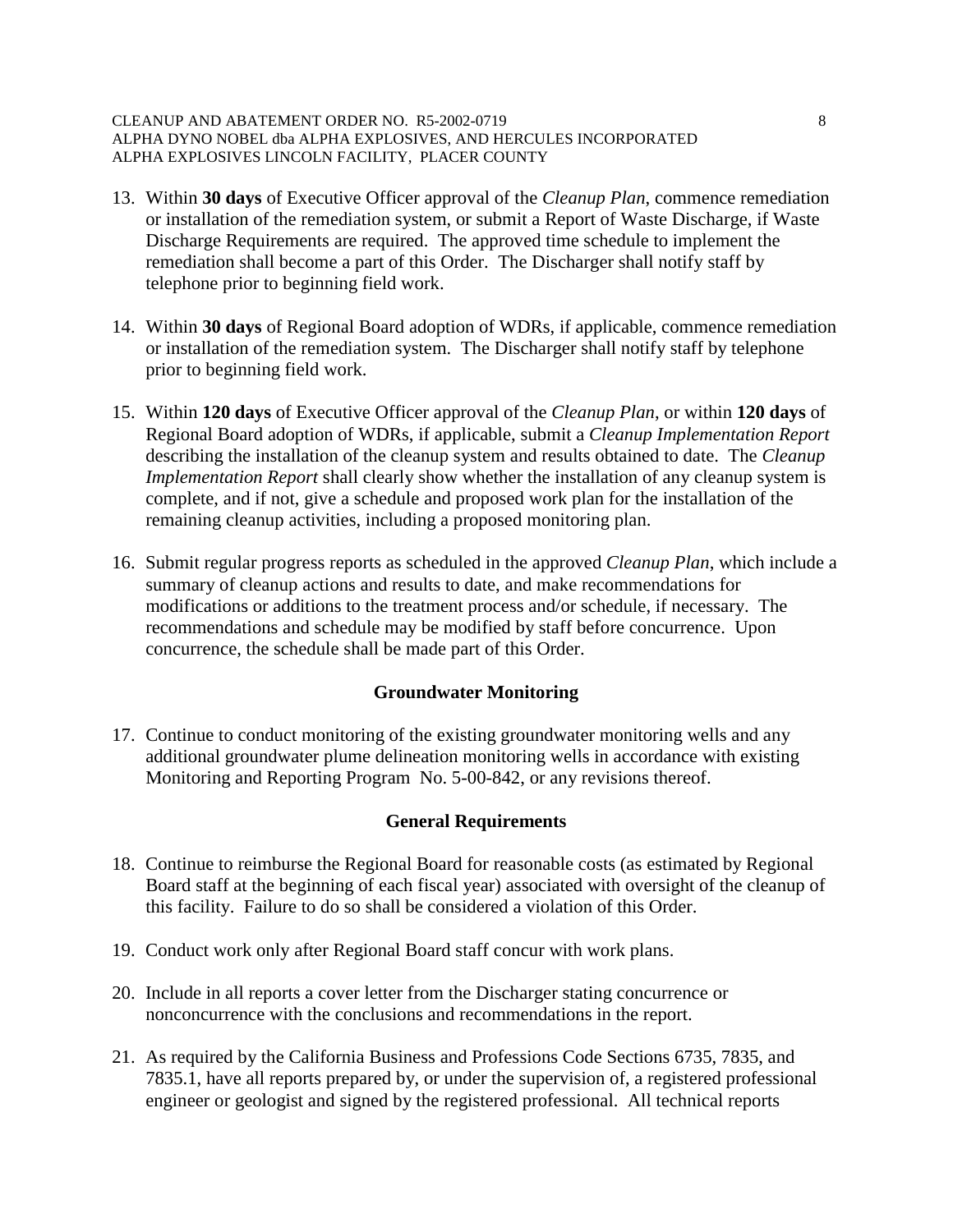13. Within **30 days** of Executive Officer approval of the *Cleanup Plan*, commence remediation or installation of the remediation system, or submit a Report of Waste Discharge, if Waste Discharge Requirements are required. The approved time schedule to implement the remediation shall become a part of this Order. The Discharger shall notify staff by telephone prior to beginning field work.

14. Within **30 days** of Regional Board adoption of WDRs, if applicable, commence remediation or installation of the remediation system. The Discharger shall notify staff by telephone prior to beginning field work.

15. Within **120 days** of Executive Officer approval of the *Cleanup Plan*, or within **120 days** of Regional Board adoption of WDRs, if applicable, submit a *Cleanup Implementation Report* describing the installation of the cleanup system and results obtained to date. The *Cleanup Implementation Report* shall clearly show whether the installation of any cleanup system is complete, and if not, give a schedule and proposed work plan for the installation of the remaining cleanup activities, including a proposed monitoring plan.

16. Submit regular progress reports as scheduled in the approved *Cleanup Plan*, which include a summary of cleanup actions and results to date, and make recommendations for modifications or additions to the treatment process and/or schedule, if necessary. The recommendations and schedule may be modified by staff before concurrence. Upon concurrence, the schedule shall be made part of this Order.

### Groundwater Monitoring

17. Continue to conduct monitoring of the existing groundwater monitoring wells and any additional groundwater plume delineation monitoring wells in accordance with existing Monitoring and Reporting Program No. 5-00-842, or any revisions thereof.

### General Requirements

18. Continue to reimburse the Regional Board for reasonable costs (as estimated by Regional Board staff at the beginning of each fiscal year) associated with oversight of the cleanup of this facility. Failure to do so shall be considered a violation of this Order.

19. Conduct work only after Regional Board staff concur with work plans.

20. Include in all reports a cover letter from the Discharger stating concurrence or nonconcurrence with the conclusions and recommendations in the report.

21. As required by the California Business and Professions Code Sections 6735, 7835, and 7835.1, have all reports prepared by, or under the supervision of, a registered professional engineer or geologist and signed by the registered professional. All technical reports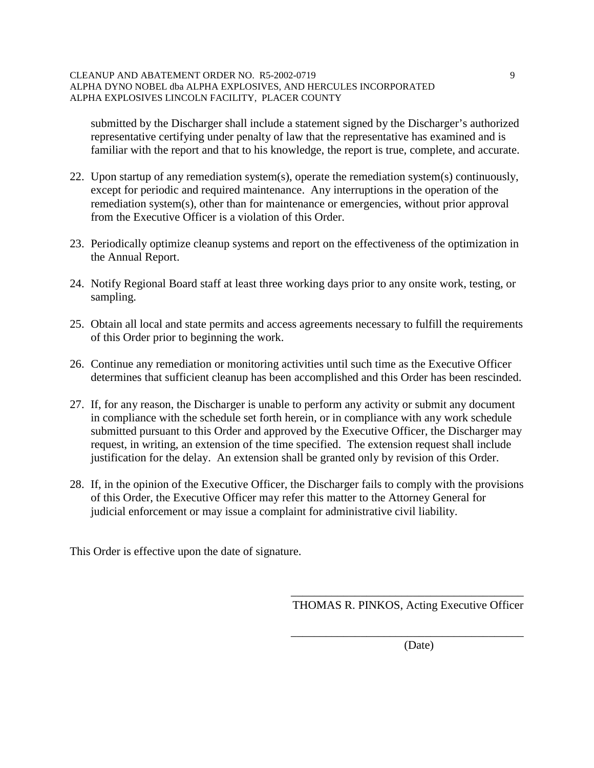submitted by the Discharger shall include a statement signed by the Discharger's authorized representative certifying under penalty of law that the representative has examined and is familiar with the report and that to his knowledge, the report is true, complete, and accurate.

22. Upon startup of any remediation system(s), operate the remediation system(s) continuously, except for periodic and required maintenance. Any interruptions in the operation of the remediation system(s), other than for maintenance or emergencies, without prior approval from the Executive Officer is a violation of this Order.

23. Periodically optimize cleanup systems and report on the effectiveness of the optimization in the Annual Report.

24. Notify Regional Board staff at least three working days prior to any onsite work, testing, or sampling.

25. Obtain all local and state permits and access agreements necessary to fulfill the requirements of this Order prior to beginning the work.

26. Continue any remediation or monitoring activities until such time as the Executive Officer determines that sufficient cleanup has been accomplished and this Order has been rescinded.

27. If, for any reason, the Discharger is unable to perform any activity or submit any document in compliance with the schedule set forth herein, or in compliance with any work schedule submitted pursuant to this Order and approved by the Executive Officer, the Discharger may request, in writing, an extension of the time specified. The extension request shall include justification for the delay. An extension shall be granted only by revision of this Order.

28. If, in the opinion of the Executive Officer, the Discharger fails to comply with the provisions of this Order, the Executive Officer may refer this matter to the Attorney General for judicial enforcement or may issue a complaint for administrative civil liability.

This Order is effective upon the date of signature.

\_\_\_\_\_\_\_\_\_\_\_\_\_\_\_\_\_\_\_\_\_\_\_\_\_\_\_\_\_\_\_\_\_\_\_\_\_\_\_\_

THOMAS R. PINKOS, Acting Executive Officer

\_\_\_\_\_\_\_\_\_\_\_\_\_\_\_\_\_\_\_\_\_\_\_\_\_\_\_\_\_\_\_\_\_\_\_\_\_\_\_\_

(Date)